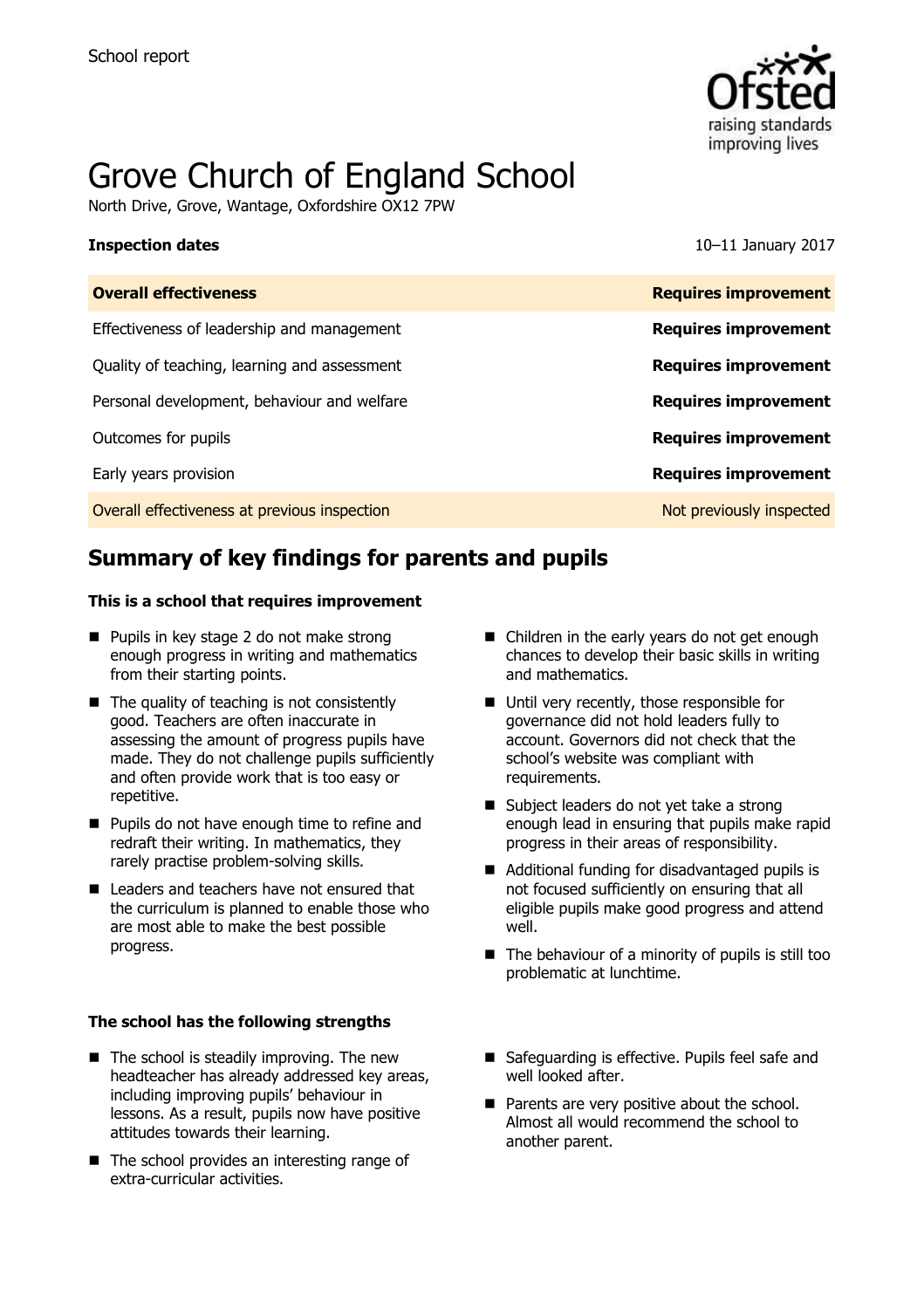School report

# Grove Church of England School

North Drive, Grove, Wantage, Oxfordshire OX12 7PW

**Inspection dates** 10–11 January 2017

| **Overall effectiveness** | **Requires improvement** |
|---|---|
| Effectiveness of leadership and management | **Requires improvement** |
| Quality of teaching, learning and assessment | **Requires improvement** |
| Personal development, behaviour and welfare | **Requires improvement** |
| Outcomes for pupils | **Requires improvement** |
| Early years provision | **Requires improvement** |
| Overall effectiveness at previous inspection | Not previously inspected |

## Summary of key findings for parents and pupils

**This is a school that requires improvement**

- Pupils in key stage 2 do not make strong enough progress in writing and mathematics from their starting points.
- The quality of teaching is not consistently good. Teachers are often inaccurate in assessing the amount of progress pupils have made. They do not challenge pupils sufficiently and often provide work that is too easy or repetitive.
- Pupils do not have enough time to refine and redraft their writing. In mathematics, they rarely practise problem-solving skills.
- Leaders and teachers have not ensured that the curriculum is planned to enable those who are most able to make the best possible progress.
- Children in the early years do not get enough chances to develop their basic skills in writing and mathematics.
- Until very recently, those responsible for governance did not hold leaders fully to account. Governors did not check that the school's website was compliant with requirements.
- Subject leaders do not yet take a strong enough lead in ensuring that pupils make rapid progress in their areas of responsibility.
- Additional funding for disadvantaged pupils is not focused sufficiently on ensuring that all eligible pupils make good progress and attend well.
- The behaviour of a minority of pupils is still too problematic at lunchtime.

**The school has the following strengths**

- The school is steadily improving. The new headteacher has already addressed key areas, including improving pupils' behaviour in lessons. As a result, pupils now have positive attitudes towards their learning.
- The school provides an interesting range of extra-curricular activities.
- Safeguarding is effective. Pupils feel safe and well looked after.
- Parents are very positive about the school. Almost all would recommend the school to another parent.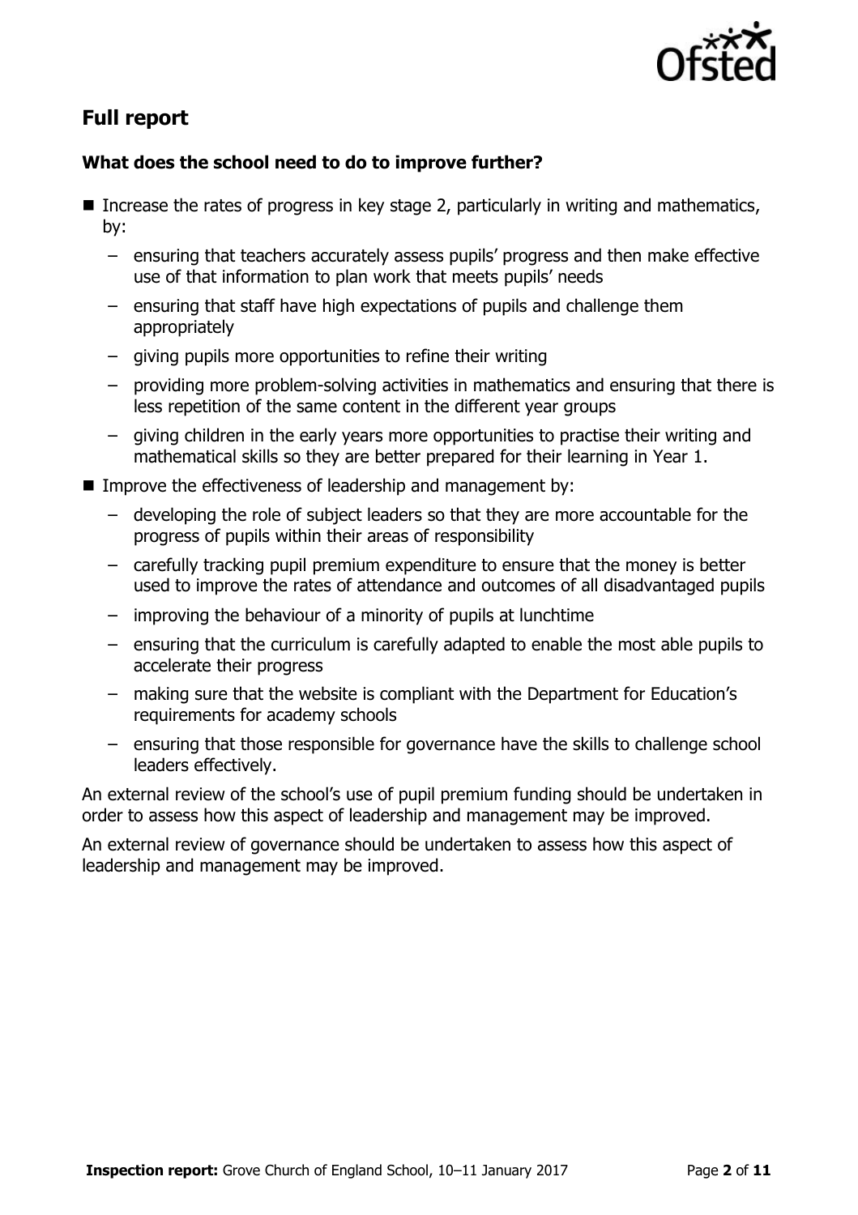## Full report

### What does the school need to do to improve further?

- Increase the rates of progress in key stage 2, particularly in writing and mathematics, by:
  - ensuring that teachers accurately assess pupils' progress and then make effective use of that information to plan work that meets pupils' needs
  - ensuring that staff have high expectations of pupils and challenge them appropriately
  - giving pupils more opportunities to refine their writing
  - providing more problem-solving activities in mathematics and ensuring that there is less repetition of the same content in the different year groups
  - giving children in the early years more opportunities to practise their writing and mathematical skills so they are better prepared for their learning in Year 1.
- Improve the effectiveness of leadership and management by:
  - developing the role of subject leaders so that they are more accountable for the progress of pupils within their areas of responsibility
  - carefully tracking pupil premium expenditure to ensure that the money is better used to improve the rates of attendance and outcomes of all disadvantaged pupils
  - improving the behaviour of a minority of pupils at lunchtime
  - ensuring that the curriculum is carefully adapted to enable the most able pupils to accelerate their progress
  - making sure that the website is compliant with the Department for Education's requirements for academy schools
  - ensuring that those responsible for governance have the skills to challenge school leaders effectively.

An external review of the school's use of pupil premium funding should be undertaken in order to assess how this aspect of leadership and management may be improved.

An external review of governance should be undertaken to assess how this aspect of leadership and management may be improved.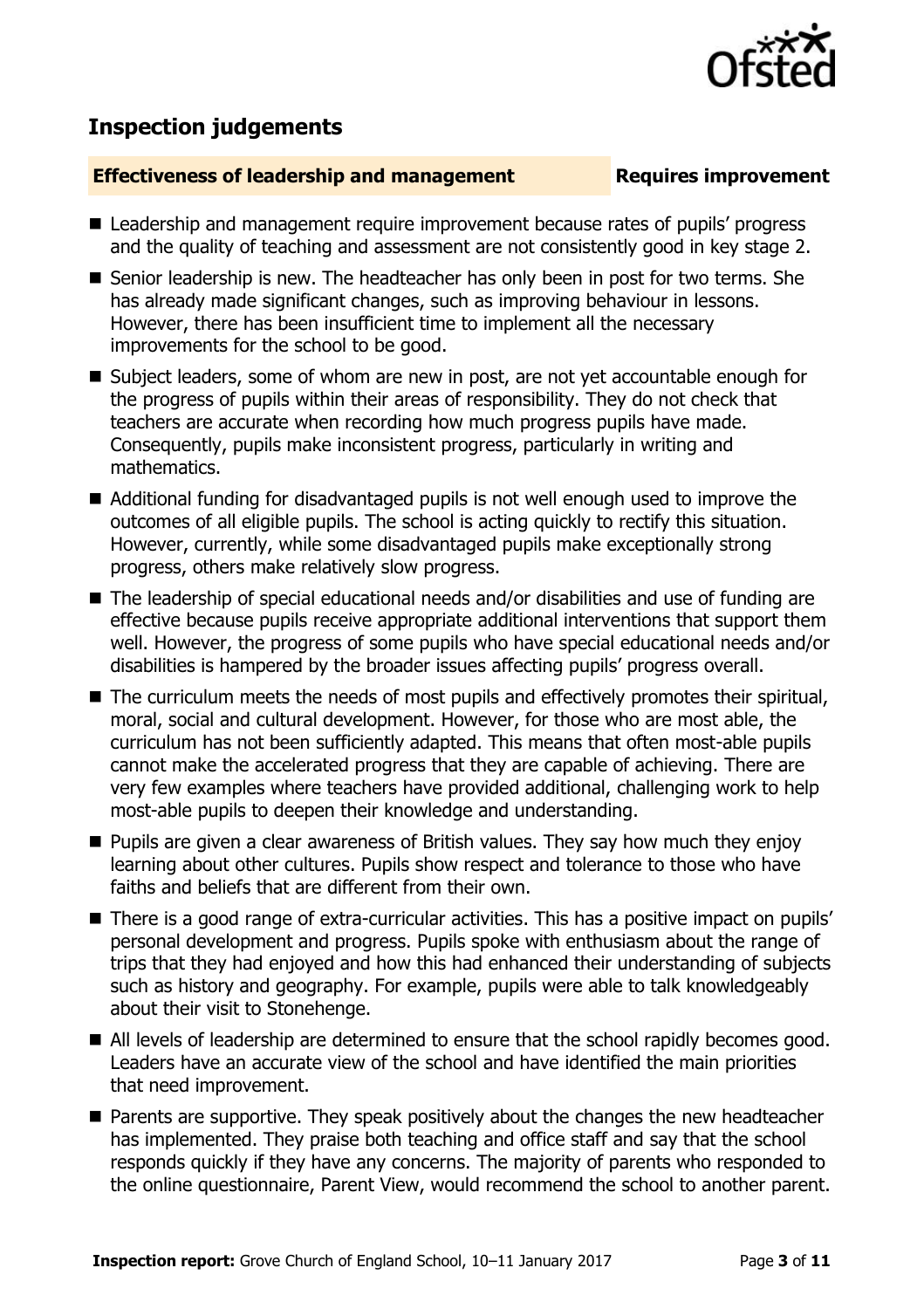## Inspection judgements

**Effectiveness of leadership and management** **Requires improvement**

- Leadership and management require improvement because rates of pupils' progress and the quality of teaching and assessment are not consistently good in key stage 2.
- Senior leadership is new. The headteacher has only been in post for two terms. She has already made significant changes, such as improving behaviour in lessons. However, there has been insufficient time to implement all the necessary improvements for the school to be good.
- Subject leaders, some of whom are new in post, are not yet accountable enough for the progress of pupils within their areas of responsibility. They do not check that teachers are accurate when recording how much progress pupils have made. Consequently, pupils make inconsistent progress, particularly in writing and mathematics.
- Additional funding for disadvantaged pupils is not well enough used to improve the outcomes of all eligible pupils. The school is acting quickly to rectify this situation. However, currently, while some disadvantaged pupils make exceptionally strong progress, others make relatively slow progress.
- The leadership of special educational needs and/or disabilities and use of funding are effective because pupils receive appropriate additional interventions that support them well. However, the progress of some pupils who have special educational needs and/or disabilities is hampered by the broader issues affecting pupils' progress overall.
- The curriculum meets the needs of most pupils and effectively promotes their spiritual, moral, social and cultural development. However, for those who are most able, the curriculum has not been sufficiently adapted. This means that often most-able pupils cannot make the accelerated progress that they are capable of achieving. There are very few examples where teachers have provided additional, challenging work to help most-able pupils to deepen their knowledge and understanding.
- Pupils are given a clear awareness of British values. They say how much they enjoy learning about other cultures. Pupils show respect and tolerance to those who have faiths and beliefs that are different from their own.
- There is a good range of extra-curricular activities. This has a positive impact on pupils' personal development and progress. Pupils spoke with enthusiasm about the range of trips that they had enjoyed and how this had enhanced their understanding of subjects such as history and geography. For example, pupils were able to talk knowledgeably about their visit to Stonehenge.
- All levels of leadership are determined to ensure that the school rapidly becomes good. Leaders have an accurate view of the school and have identified the main priorities that need improvement.
- Parents are supportive. They speak positively about the changes the new headteacher has implemented. They praise both teaching and office staff and say that the school responds quickly if they have any concerns. The majority of parents who responded to the online questionnaire, Parent View, would recommend the school to another parent.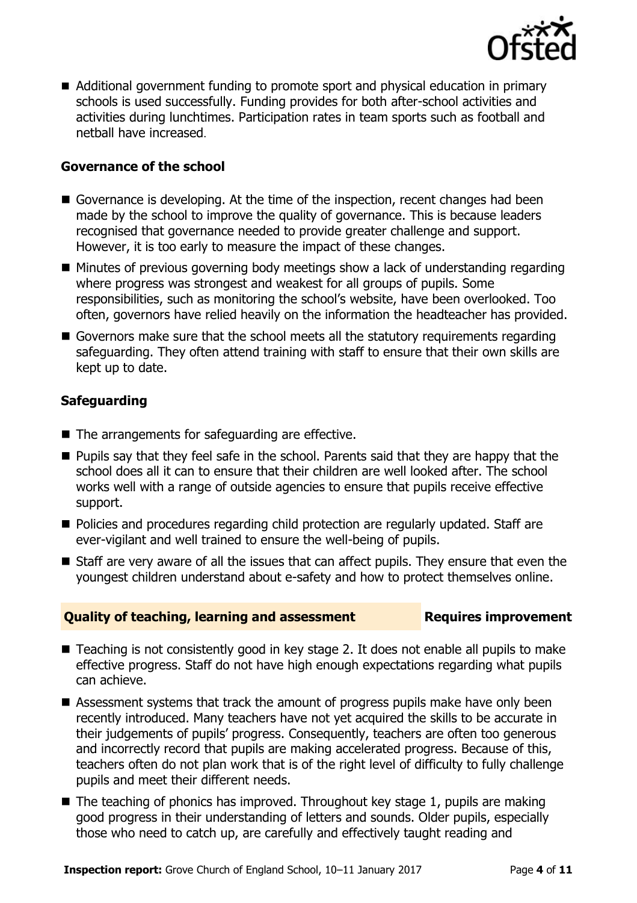- Additional government funding to promote sport and physical education in primary schools is used successfully. Funding provides for both after-school activities and activities during lunchtimes. Participation rates in team sports such as football and netball have increased.

### Governance of the school

- Governance is developing. At the time of the inspection, recent changes had been made by the school to improve the quality of governance. This is because leaders recognised that governance needed to provide greater challenge and support. However, it is too early to measure the impact of these changes.
- Minutes of previous governing body meetings show a lack of understanding regarding where progress was strongest and weakest for all groups of pupils. Some responsibilities, such as monitoring the school's website, have been overlooked. Too often, governors have relied heavily on the information the headteacher has provided.
- Governors make sure that the school meets all the statutory requirements regarding safeguarding. They often attend training with staff to ensure that their own skills are kept up to date.

### Safeguarding

- The arrangements for safeguarding are effective.
- Pupils say that they feel safe in the school. Parents said that they are happy that the school does all it can to ensure that their children are well looked after. The school works well with a range of outside agencies to ensure that pupils receive effective support.
- Policies and procedures regarding child protection are regularly updated. Staff are ever-vigilant and well trained to ensure the well-being of pupils.
- Staff are very aware of all the issues that can affect pupils. They ensure that even the youngest children understand about e-safety and how to protect themselves online.

## Quality of teaching, learning and assessment — Requires improvement

- Teaching is not consistently good in key stage 2. It does not enable all pupils to make effective progress. Staff do not have high enough expectations regarding what pupils can achieve.
- Assessment systems that track the amount of progress pupils make have only been recently introduced. Many teachers have not yet acquired the skills to be accurate in their judgements of pupils' progress. Consequently, teachers are often too generous and incorrectly record that pupils are making accelerated progress. Because of this, teachers often do not plan work that is of the right level of difficulty to fully challenge pupils and meet their different needs.
- The teaching of phonics has improved. Throughout key stage 1, pupils are making good progress in their understanding of letters and sounds. Older pupils, especially those who need to catch up, are carefully and effectively taught reading and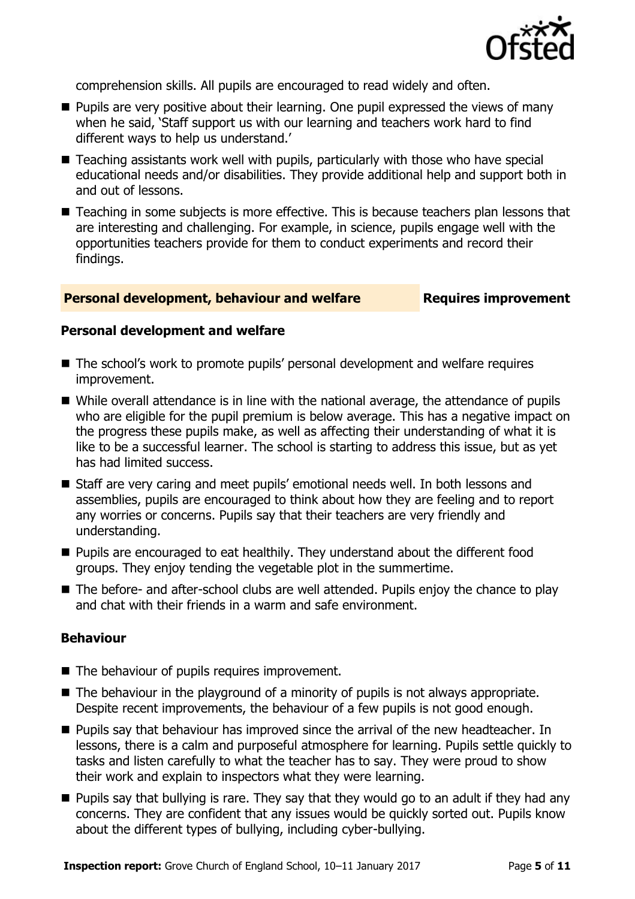comprehension skills. All pupils are encouraged to read widely and often.

- Pupils are very positive about their learning. One pupil expressed the views of many when he said, 'Staff support us with our learning and teachers work hard to find different ways to help us understand.'
- Teaching assistants work well with pupils, particularly with those who have special educational needs and/or disabilities. They provide additional help and support both in and out of lessons.
- Teaching in some subjects is more effective. This is because teachers plan lessons that are interesting and challenging. For example, in science, pupils engage well with the opportunities teachers provide for them to conduct experiments and record their findings.

## Personal development, behaviour and welfare — Requires improvement

### Personal development and welfare

- The school's work to promote pupils' personal development and welfare requires improvement.
- While overall attendance is in line with the national average, the attendance of pupils who are eligible for the pupil premium is below average. This has a negative impact on the progress these pupils make, as well as affecting their understanding of what it is like to be a successful learner. The school is starting to address this issue, but as yet has had limited success.
- Staff are very caring and meet pupils' emotional needs well. In both lessons and assemblies, pupils are encouraged to think about how they are feeling and to report any worries or concerns. Pupils say that their teachers are very friendly and understanding.
- Pupils are encouraged to eat healthily. They understand about the different food groups. They enjoy tending the vegetable plot in the summertime.
- The before- and after-school clubs are well attended. Pupils enjoy the chance to play and chat with their friends in a warm and safe environment.

### Behaviour

- The behaviour of pupils requires improvement.
- The behaviour in the playground of a minority of pupils is not always appropriate. Despite recent improvements, the behaviour of a few pupils is not good enough.
- Pupils say that behaviour has improved since the arrival of the new headteacher. In lessons, there is a calm and purposeful atmosphere for learning. Pupils settle quickly to tasks and listen carefully to what the teacher has to say. They were proud to show their work and explain to inspectors what they were learning.
- Pupils say that bullying is rare. They say that they would go to an adult if they had any concerns. They are confident that any issues would be quickly sorted out. Pupils know about the different types of bullying, including cyber-bullying.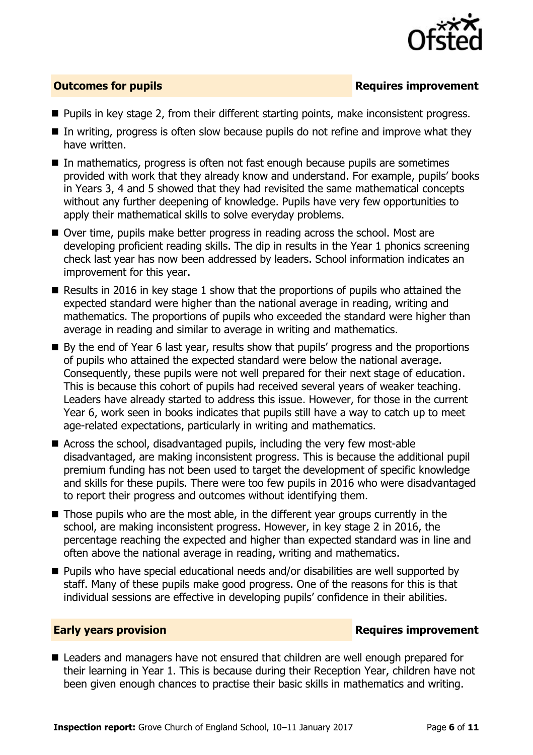## Outcomes for pupils — Requires improvement

- Pupils in key stage 2, from their different starting points, make inconsistent progress.
- In writing, progress is often slow because pupils do not refine and improve what they have written.
- In mathematics, progress is often not fast enough because pupils are sometimes provided with work that they already know and understand. For example, pupils' books in Years 3, 4 and 5 showed that they had revisited the same mathematical concepts without any further deepening of knowledge. Pupils have very few opportunities to apply their mathematical skills to solve everyday problems.
- Over time, pupils make better progress in reading across the school. Most are developing proficient reading skills. The dip in results in the Year 1 phonics screening check last year has now been addressed by leaders. School information indicates an improvement for this year.
- Results in 2016 in key stage 1 show that the proportions of pupils who attained the expected standard were higher than the national average in reading, writing and mathematics. The proportions of pupils who exceeded the standard were higher than average in reading and similar to average in writing and mathematics.
- By the end of Year 6 last year, results show that pupils' progress and the proportions of pupils who attained the expected standard were below the national average. Consequently, these pupils were not well prepared for their next stage of education. This is because this cohort of pupils had received several years of weaker teaching. Leaders have already started to address this issue. However, for those in the current Year 6, work seen in books indicates that pupils still have a way to catch up to meet age-related expectations, particularly in writing and mathematics.
- Across the school, disadvantaged pupils, including the very few most-able disadvantaged, are making inconsistent progress. This is because the additional pupil premium funding has not been used to target the development of specific knowledge and skills for these pupils. There were too few pupils in 2016 who were disadvantaged to report their progress and outcomes without identifying them.
- Those pupils who are the most able, in the different year groups currently in the school, are making inconsistent progress. However, in key stage 2 in 2016, the percentage reaching the expected and higher than expected standard was in line and often above the national average in reading, writing and mathematics.
- Pupils who have special educational needs and/or disabilities are well supported by staff. Many of these pupils make good progress. One of the reasons for this is that individual sessions are effective in developing pupils' confidence in their abilities.

## Early years provision — Requires improvement

- Leaders and managers have not ensured that children are well enough prepared for their learning in Year 1. This is because during their Reception Year, children have not been given enough chances to practise their basic skills in mathematics and writing.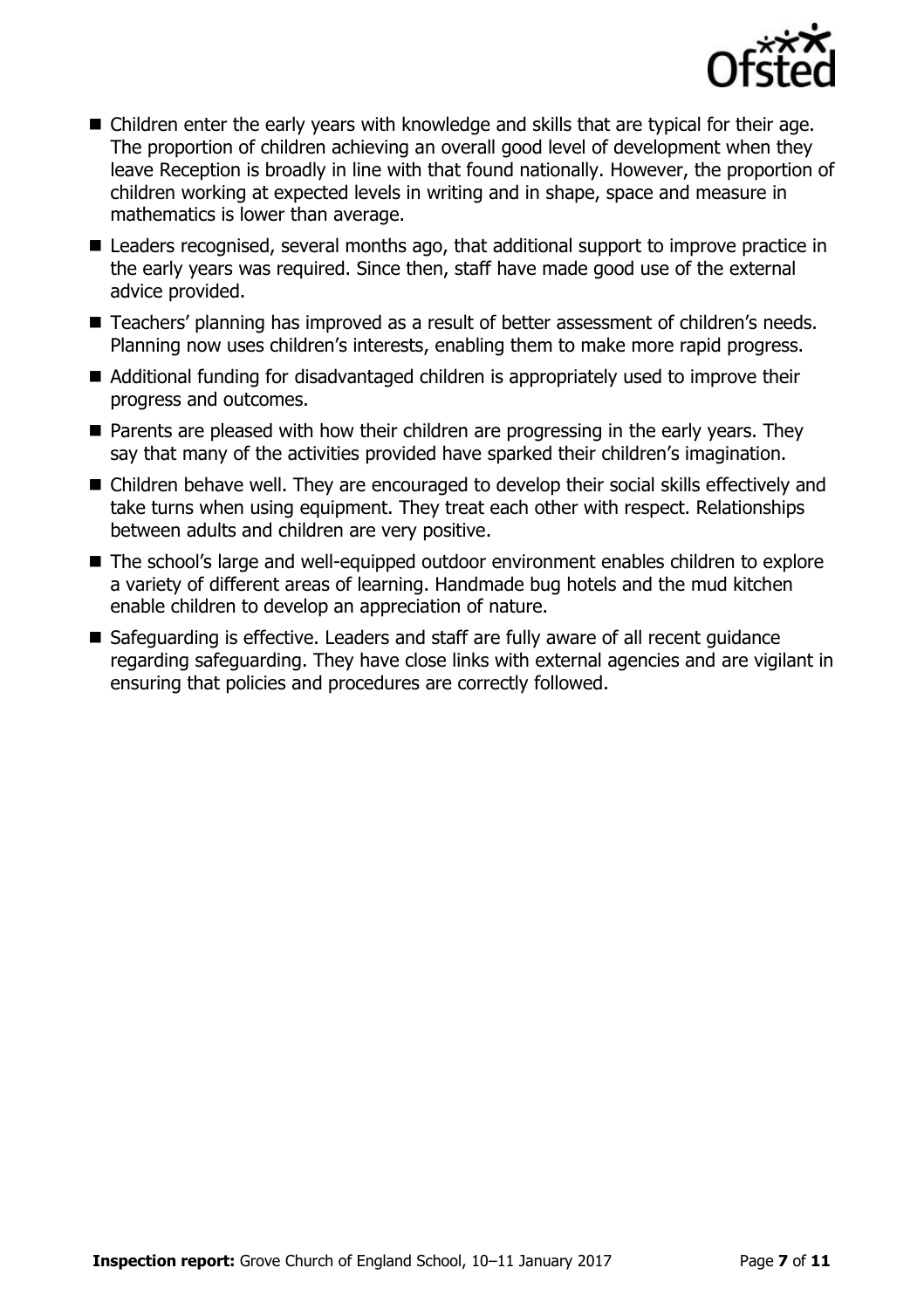- Children enter the early years with knowledge and skills that are typical for their age. The proportion of children achieving an overall good level of development when they leave Reception is broadly in line with that found nationally. However, the proportion of children working at expected levels in writing and in shape, space and measure in mathematics is lower than average.
- Leaders recognised, several months ago, that additional support to improve practice in the early years was required. Since then, staff have made good use of the external advice provided.
- Teachers' planning has improved as a result of better assessment of children's needs. Planning now uses children's interests, enabling them to make more rapid progress.
- Additional funding for disadvantaged children is appropriately used to improve their progress and outcomes.
- Parents are pleased with how their children are progressing in the early years. They say that many of the activities provided have sparked their children's imagination.
- Children behave well. They are encouraged to develop their social skills effectively and take turns when using equipment. They treat each other with respect. Relationships between adults and children are very positive.
- The school's large and well-equipped outdoor environment enables children to explore a variety of different areas of learning. Handmade bug hotels and the mud kitchen enable children to develop an appreciation of nature.
- Safeguarding is effective. Leaders and staff are fully aware of all recent guidance regarding safeguarding. They have close links with external agencies and are vigilant in ensuring that policies and procedures are correctly followed.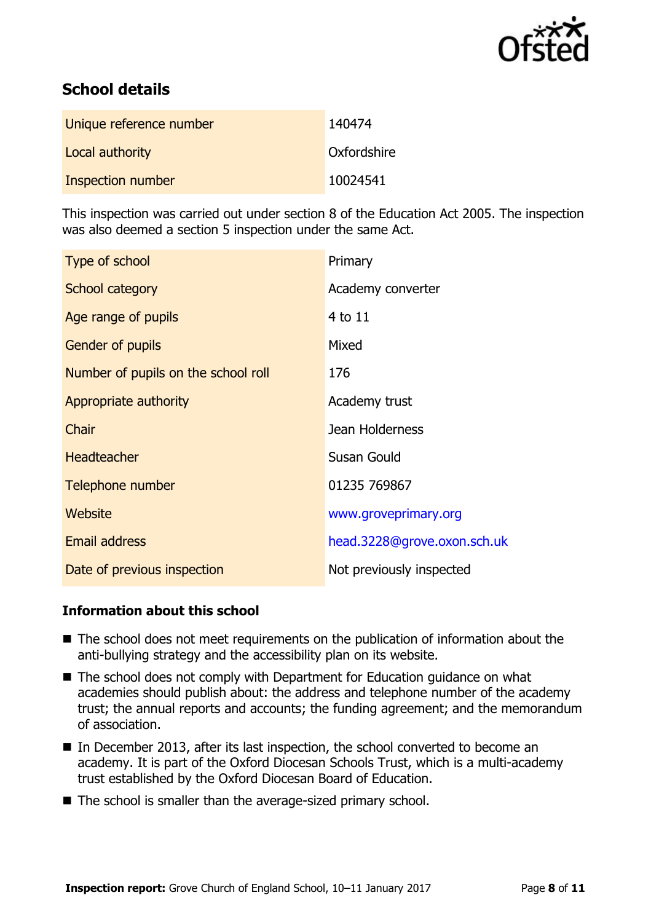## School details

| | |
|---|---|
| Unique reference number | 140474 |
| Local authority | Oxfordshire |
| Inspection number | 10024541 |

This inspection was carried out under section 8 of the Education Act 2005. The inspection was also deemed a section 5 inspection under the same Act.

| | |
|---|---|
| Type of school | Primary |
| School category | Academy converter |
| Age range of pupils | 4 to 11 |
| Gender of pupils | Mixed |
| Number of pupils on the school roll | 176 |
| Appropriate authority | Academy trust |
| Chair | Jean Holderness |
| Headteacher | Susan Gould |
| Telephone number | 01235 769867 |
| Website | www.groveprimary.org |
| Email address | head.3228@grove.oxon.sch.uk |
| Date of previous inspection | Not previously inspected |

### Information about this school

- The school does not meet requirements on the publication of information about the anti-bullying strategy and the accessibility plan on its website.
- The school does not comply with Department for Education guidance on what academies should publish about: the address and telephone number of the academy trust; the annual reports and accounts; the funding agreement; and the memorandum of association.
- In December 2013, after its last inspection, the school converted to become an academy. It is part of the Oxford Diocesan Schools Trust, which is a multi-academy trust established by the Oxford Diocesan Board of Education.
- The school is smaller than the average-sized primary school.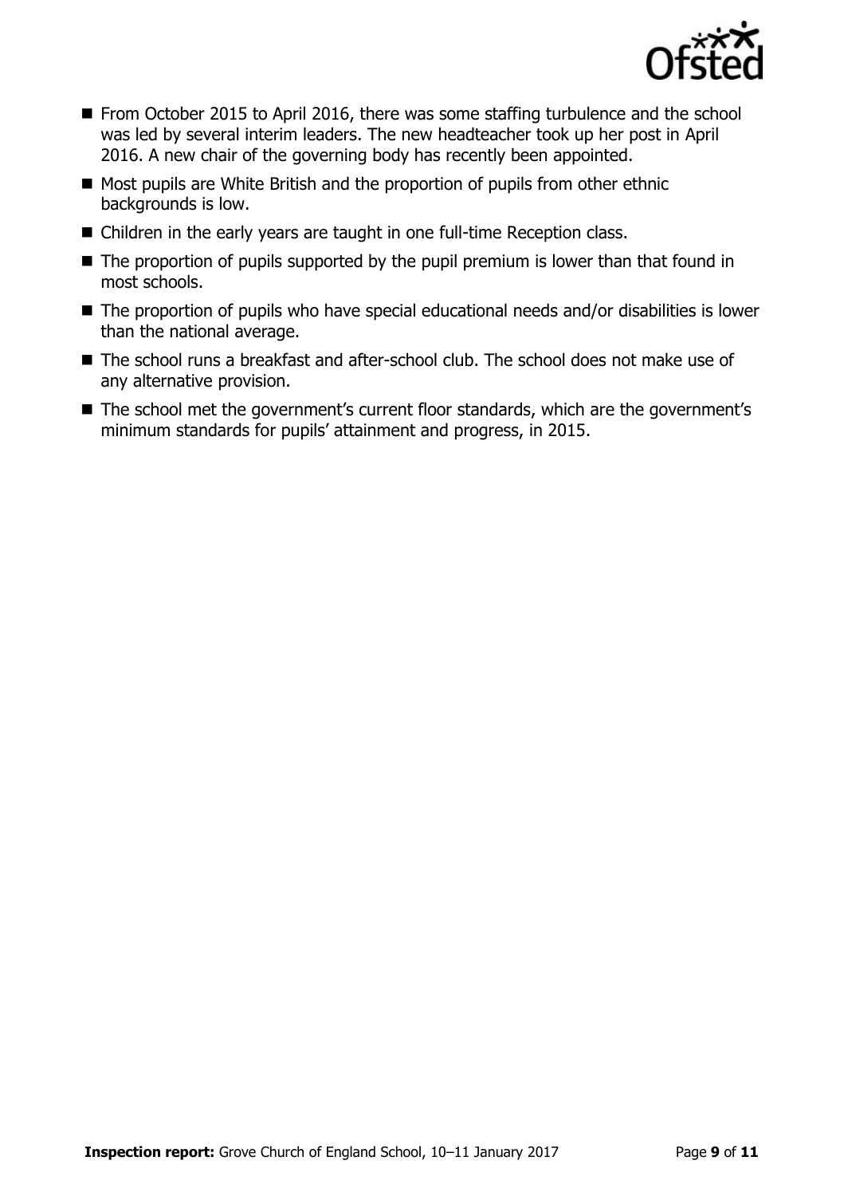- From October 2015 to April 2016, there was some staffing turbulence and the school was led by several interim leaders. The new headteacher took up her post in April 2016. A new chair of the governing body has recently been appointed.
- Most pupils are White British and the proportion of pupils from other ethnic backgrounds is low.
- Children in the early years are taught in one full-time Reception class.
- The proportion of pupils supported by the pupil premium is lower than that found in most schools.
- The proportion of pupils who have special educational needs and/or disabilities is lower than the national average.
- The school runs a breakfast and after-school club. The school does not make use of any alternative provision.
- The school met the government's current floor standards, which are the government's minimum standards for pupils' attainment and progress, in 2015.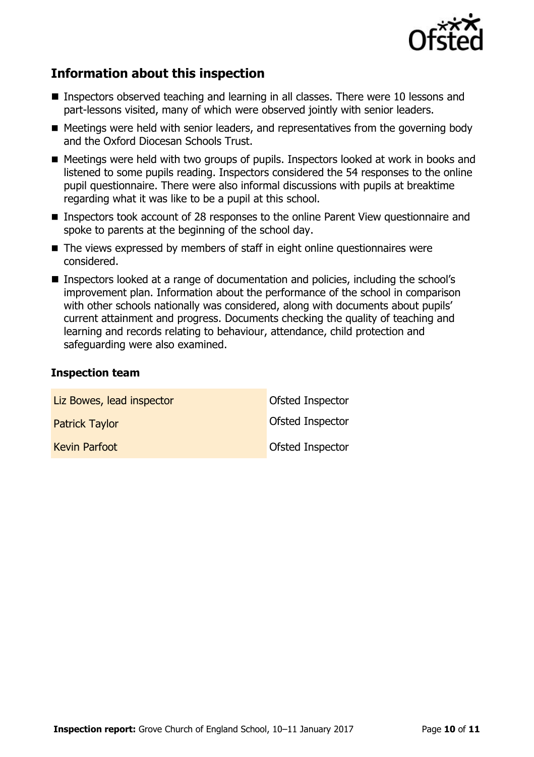## Information about this inspection

- Inspectors observed teaching and learning in all classes. There were 10 lessons and part-lessons visited, many of which were observed jointly with senior leaders.
- Meetings were held with senior leaders, and representatives from the governing body and the Oxford Diocesan Schools Trust.
- Meetings were held with two groups of pupils. Inspectors looked at work in books and listened to some pupils reading. Inspectors considered the 54 responses to the online pupil questionnaire. There were also informal discussions with pupils at breaktime regarding what it was like to be a pupil at this school.
- Inspectors took account of 28 responses to the online Parent View questionnaire and spoke to parents at the beginning of the school day.
- The views expressed by members of staff in eight online questionnaires were considered.
- Inspectors looked at a range of documentation and policies, including the school's improvement plan. Information about the performance of the school in comparison with other schools nationally was considered, along with documents about pupils' current attainment and progress. Documents checking the quality of teaching and learning and records relating to behaviour, attendance, child protection and safeguarding were also examined.

### Inspection team

| | |
|---|---|
| Liz Bowes, lead inspector | Ofsted Inspector |
| Patrick Taylor | Ofsted Inspector |
| Kevin Parfoot | Ofsted Inspector |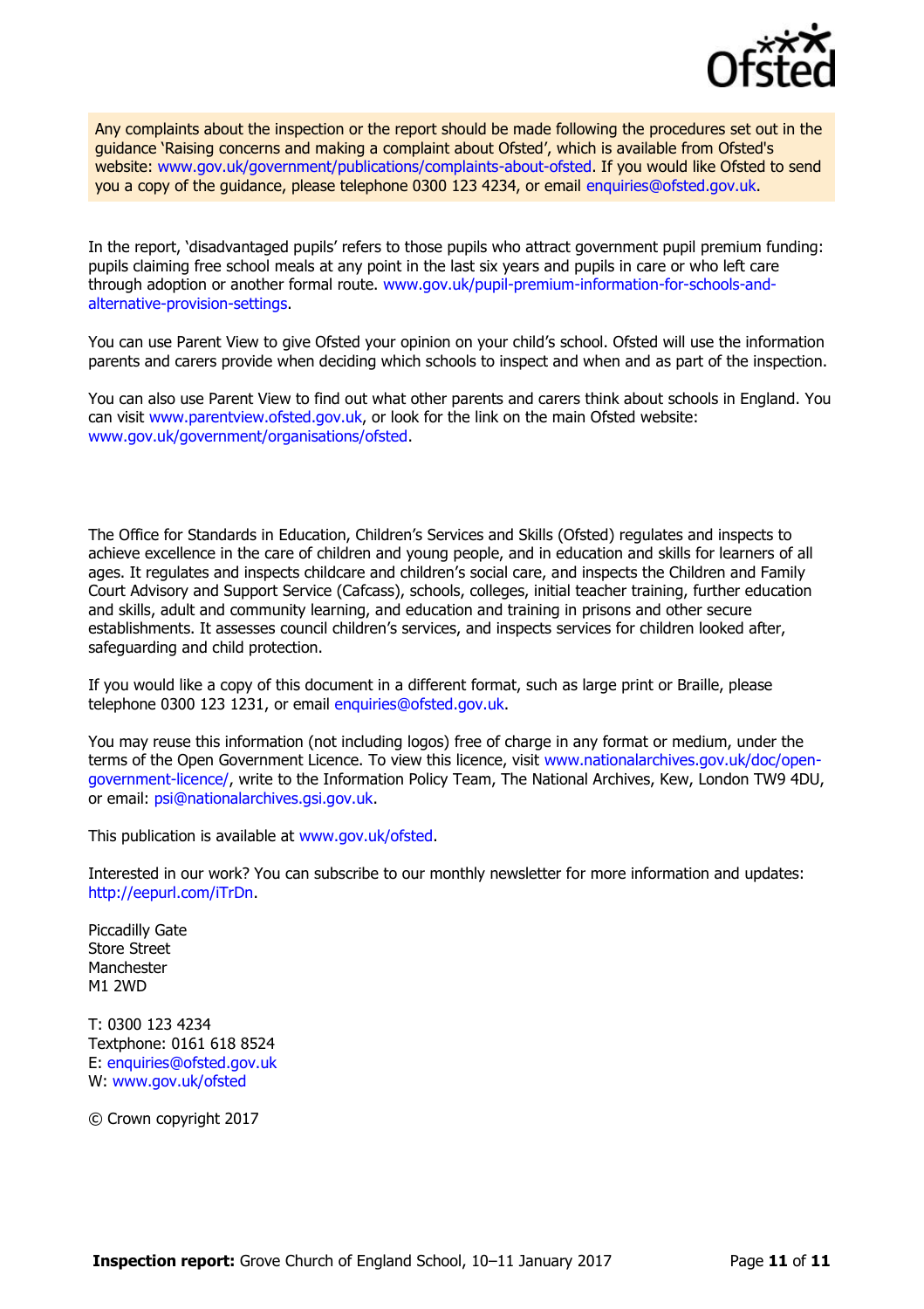Any complaints about the inspection or the report should be made following the procedures set out in the guidance 'Raising concerns and making a complaint about Ofsted', which is available from Ofsted's website: www.gov.uk/government/publications/complaints-about-ofsted. If you would like Ofsted to send you a copy of the guidance, please telephone 0300 123 4234, or email enquiries@ofsted.gov.uk.

In the report, 'disadvantaged pupils' refers to those pupils who attract government pupil premium funding: pupils claiming free school meals at any point in the last six years and pupils in care or who left care through adoption or another formal route. www.gov.uk/pupil-premium-information-for-schools-and-alternative-provision-settings.

You can use Parent View to give Ofsted your opinion on your child's school. Ofsted will use the information parents and carers provide when deciding which schools to inspect and when and as part of the inspection.

You can also use Parent View to find out what other parents and carers think about schools in England. You can visit www.parentview.ofsted.gov.uk, or look for the link on the main Ofsted website: www.gov.uk/government/organisations/ofsted.

The Office for Standards in Education, Children's Services and Skills (Ofsted) regulates and inspects to achieve excellence in the care of children and young people, and in education and skills for learners of all ages. It regulates and inspects childcare and children's social care, and inspects the Children and Family Court Advisory and Support Service (Cafcass), schools, colleges, initial teacher training, further education and skills, adult and community learning, and education and training in prisons and other secure establishments. It assesses council children's services, and inspects services for children looked after, safeguarding and child protection.

If you would like a copy of this document in a different format, such as large print or Braille, please telephone 0300 123 1231, or email enquiries@ofsted.gov.uk.

You may reuse this information (not including logos) free of charge in any format or medium, under the terms of the Open Government Licence. To view this licence, visit www.nationalarchives.gov.uk/doc/open-government-licence/, write to the Information Policy Team, The National Archives, Kew, London TW9 4DU, or email: psi@nationalarchives.gsi.gov.uk.

This publication is available at www.gov.uk/ofsted.

Interested in our work? You can subscribe to our monthly newsletter for more information and updates: http://eepurl.com/iTrDn.

Piccadilly Gate
Store Street
Manchester
M1 2WD

T: 0300 123 4234
Textphone: 0161 618 8524
E: enquiries@ofsted.gov.uk
W: www.gov.uk/ofsted

© Crown copyright 2017